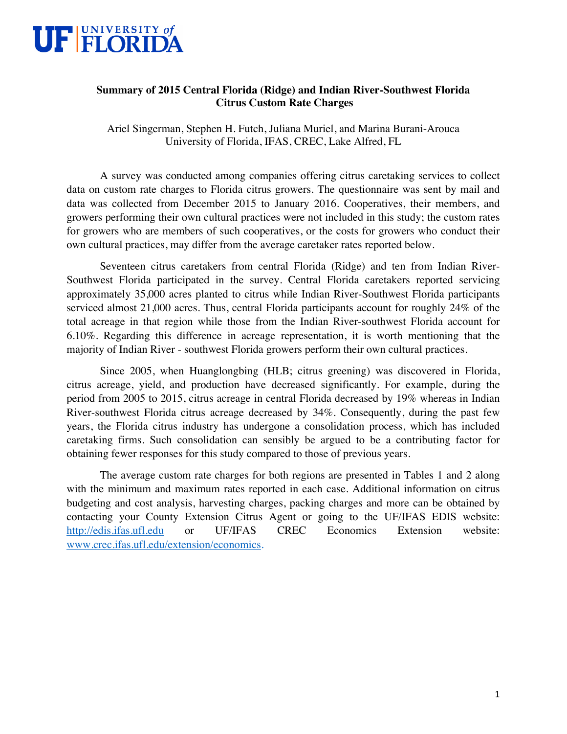UF | UNIVERSITY of FLORIDA

**Summary of 2015 Central Florida (Ridge) and Indian River-Southwest Florida Citrus Custom Rate Charges**

Ariel Singerman, Stephen H. Futch, Juliana Muriel, and Marina Burani-Arouca
University of Florida, IFAS, CREC, Lake Alfred, FL

A survey was conducted among companies offering citrus caretaking services to collect data on custom rate charges to Florida citrus growers. The questionnaire was sent by mail and data was collected from December 2015 to January 2016. Cooperatives, their members, and growers performing their own cultural practices were not included in this study; the custom rates for growers who are members of such cooperatives, or the costs for growers who conduct their own cultural practices, may differ from the average caretaker rates reported below.

Seventeen citrus caretakers from central Florida (Ridge) and ten from Indian River-Southwest Florida participated in the survey. Central Florida caretakers reported servicing approximately 35,000 acres planted to citrus while Indian River-Southwest Florida participants serviced almost 21,000 acres. Thus, central Florida participants account for roughly 24% of the total acreage in that region while those from the Indian River-southwest Florida account for 6.10%. Regarding this difference in acreage representation, it is worth mentioning that the majority of Indian River - southwest Florida growers perform their own cultural practices.

Since 2005, when Huanglongbing (HLB; citrus greening) was discovered in Florida, citrus acreage, yield, and production have decreased significantly. For example, during the period from 2005 to 2015, citrus acreage in central Florida decreased by 19% whereas in Indian River-southwest Florida citrus acreage decreased by 34%. Consequently, during the past few years, the Florida citrus industry has undergone a consolidation process, which has included caretaking firms. Such consolidation can sensibly be argued to be a contributing factor for obtaining fewer responses for this study compared to those of previous years.

The average custom rate charges for both regions are presented in Tables 1 and 2 along with the minimum and maximum rates reported in each case. Additional information on citrus budgeting and cost analysis, harvesting charges, packing charges and more can be obtained by contacting your County Extension Citrus Agent or going to the UF/IFAS EDIS website: http://edis.ifas.ufl.edu or UF/IFAS CREC Economics Extension website: www.crec.ifas.ufl.edu/extension/economics.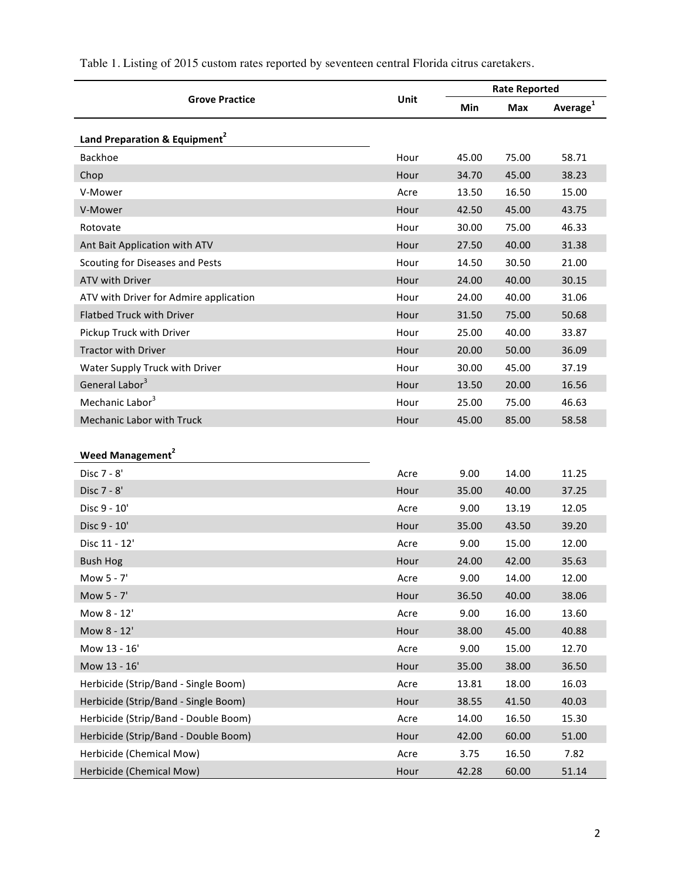Table 1. Listing of 2015 custom rates reported by seventeen central Florida citrus caretakers.

| Grove Practice | Unit | Rate Reported | | |
|---|---|---|---|---|
| | | Min | Max | Average[1] |
| **Land Preparation & Equipment[2]** | | | | |
| Backhoe | Hour | 45.00 | 75.00 | 58.71 |
| Chop | Hour | 34.70 | 45.00 | 38.23 |
| V-Mower | Acre | 13.50 | 16.50 | 15.00 |
| V-Mower | Hour | 42.50 | 45.00 | 43.75 |
| Rotovate | Hour | 30.00 | 75.00 | 46.33 |
| Ant Bait Application with ATV | Hour | 27.50 | 40.00 | 31.38 |
| Scouting for Diseases and Pests | Hour | 14.50 | 30.50 | 21.00 |
| ATV with Driver | Hour | 24.00 | 40.00 | 30.15 |
| ATV with Driver for Admire application | Hour | 24.00 | 40.00 | 31.06 |
| Flatbed Truck with Driver | Hour | 31.50 | 75.00 | 50.68 |
| Pickup Truck with Driver | Hour | 25.00 | 40.00 | 33.87 |
| Tractor with Driver | Hour | 20.00 | 50.00 | 36.09 |
| Water Supply Truck with Driver | Hour | 30.00 | 45.00 | 37.19 |
| General Labor[3] | Hour | 13.50 | 20.00 | 16.56 |
| Mechanic Labor[3] | Hour | 25.00 | 75.00 | 46.63 |
| Mechanic Labor with Truck | Hour | 45.00 | 85.00 | 58.58 |
| **Weed Management[2]** | | | | |
| Disc 7 - 8' | Acre | 9.00 | 14.00 | 11.25 |
| Disc 7 - 8' | Hour | 35.00 | 40.00 | 37.25 |
| Disc 9 - 10' | Acre | 9.00 | 13.19 | 12.05 |
| Disc 9 - 10' | Hour | 35.00 | 43.50 | 39.20 |
| Disc 11 - 12' | Acre | 9.00 | 15.00 | 12.00 |
| Bush Hog | Hour | 24.00 | 42.00 | 35.63 |
| Mow 5 - 7' | Acre | 9.00 | 14.00 | 12.00 |
| Mow 5 - 7' | Hour | 36.50 | 40.00 | 38.06 |
| Mow 8 - 12' | Acre | 9.00 | 16.00 | 13.60 |
| Mow 8 - 12' | Hour | 38.00 | 45.00 | 40.88 |
| Mow 13 - 16' | Acre | 9.00 | 15.00 | 12.70 |
| Mow 13 - 16' | Hour | 35.00 | 38.00 | 36.50 |
| Herbicide (Strip/Band - Single Boom) | Acre | 13.81 | 18.00 | 16.03 |
| Herbicide (Strip/Band - Single Boom) | Hour | 38.55 | 41.50 | 40.03 |
| Herbicide (Strip/Band - Double Boom) | Acre | 14.00 | 16.50 | 15.30 |
| Herbicide (Strip/Band - Double Boom) | Hour | 42.00 | 60.00 | 51.00 |
| Herbicide (Chemical Mow) | Acre | 3.75 | 16.50 | 7.82 |
| Herbicide (Chemical Mow) | Hour | 42.28 | 60.00 | 51.14 |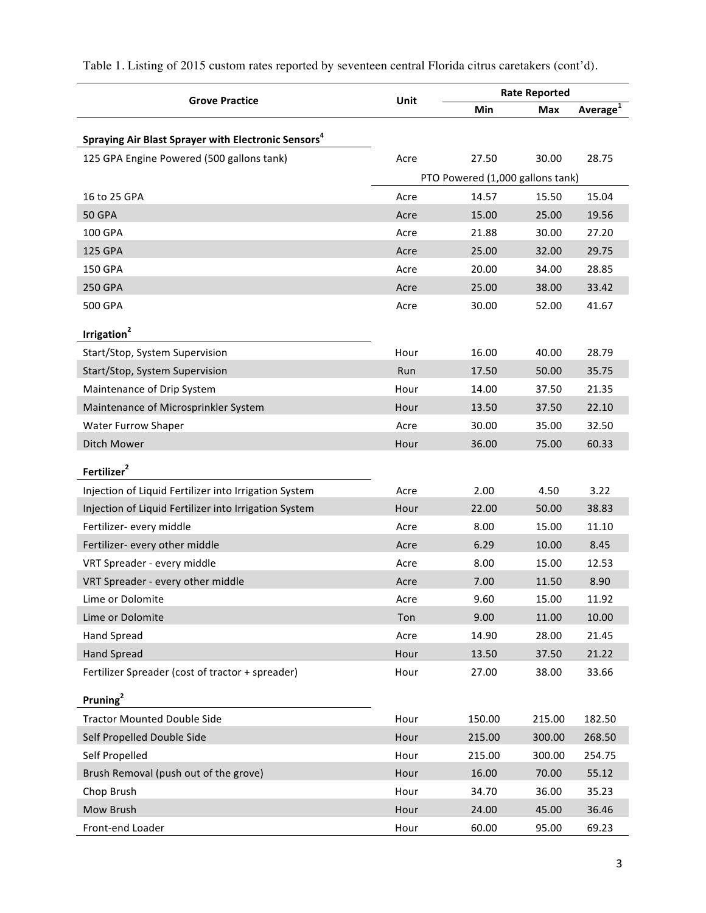Table 1. Listing of 2015 custom rates reported by seventeen central Florida citrus caretakers (cont'd).

| Grove Practice | Unit | Rate Reported | | |
|---|---|---|---|---|
| | | Min | Max | Average[1] |
| **Spraying Air Blast Sprayer with Electronic Sensors[4]** | | | | |
| 125 GPA Engine Powered (500 gallons tank) | Acre | 27.50 | 30.00 | 28.75 |
| | | PTO Powered (1,000 gallons tank) | | |
| 16 to 25 GPA | Acre | 14.57 | 15.50 | 15.04 |
| 50 GPA | Acre | 15.00 | 25.00 | 19.56 |
| 100 GPA | Acre | 21.88 | 30.00 | 27.20 |
| 125 GPA | Acre | 25.00 | 32.00 | 29.75 |
| 150 GPA | Acre | 20.00 | 34.00 | 28.85 |
| 250 GPA | Acre | 25.00 | 38.00 | 33.42 |
| 500 GPA | Acre | 30.00 | 52.00 | 41.67 |
| **Irrigation[2]** | | | | |
| Start/Stop, System Supervision | Hour | 16.00 | 40.00 | 28.79 |
| Start/Stop, System Supervision | Run | 17.50 | 50.00 | 35.75 |
| Maintenance of Drip System | Hour | 14.00 | 37.50 | 21.35 |
| Maintenance of Microsprinkler System | Hour | 13.50 | 37.50 | 22.10 |
| Water Furrow Shaper | Acre | 30.00 | 35.00 | 32.50 |
| Ditch Mower | Hour | 36.00 | 75.00 | 60.33 |
| **Fertilizer[2]** | | | | |
| Injection of Liquid Fertilizer into Irrigation System | Acre | 2.00 | 4.50 | 3.22 |
| Injection of Liquid Fertilizer into Irrigation System | Hour | 22.00 | 50.00 | 38.83 |
| Fertilizer- every middle | Acre | 8.00 | 15.00 | 11.10 |
| Fertilizer- every other middle | Acre | 6.29 | 10.00 | 8.45 |
| VRT Spreader - every middle | Acre | 8.00 | 15.00 | 12.53 |
| VRT Spreader - every other middle | Acre | 7.00 | 11.50 | 8.90 |
| Lime or Dolomite | Acre | 9.60 | 15.00 | 11.92 |
| Lime or Dolomite | Ton | 9.00 | 11.00 | 10.00 |
| Hand Spread | Acre | 14.90 | 28.00 | 21.45 |
| Hand Spread | Hour | 13.50 | 37.50 | 21.22 |
| Fertilizer Spreader (cost of tractor + spreader) | Hour | 27.00 | 38.00 | 33.66 |
| **Pruning[2]** | | | | |
| Tractor Mounted Double Side | Hour | 150.00 | 215.00 | 182.50 |
| Self Propelled Double Side | Hour | 215.00 | 300.00 | 268.50 |
| Self Propelled | Hour | 215.00 | 300.00 | 254.75 |
| Brush Removal (push out of the grove) | Hour | 16.00 | 70.00 | 55.12 |
| Chop Brush | Hour | 34.70 | 36.00 | 35.23 |
| Mow Brush | Hour | 24.00 | 45.00 | 36.46 |
| Front-end Loader | Hour | 60.00 | 95.00 | 69.23 |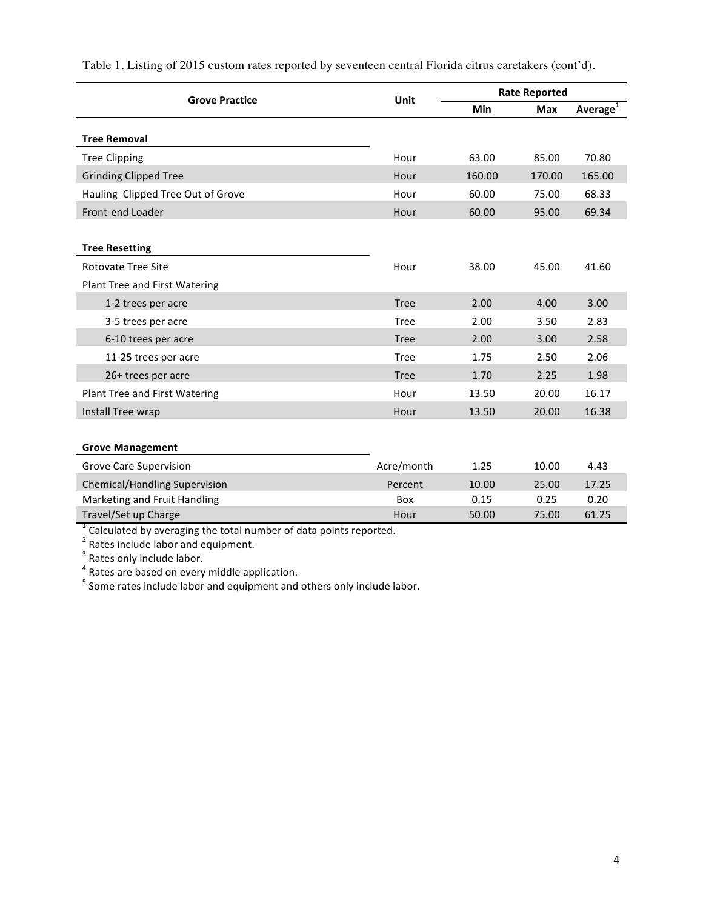Table 1. Listing of 2015 custom rates reported by seventeen central Florida citrus caretakers (cont'd).

| Grove Practice | Unit | Rate Reported | | |
|---|---|---|---|---|
| | | Min | Max | Average[1] |
| **Tree Removal** | | | | |
| Tree Clipping | Hour | 63.00 | 85.00 | 70.80 |
| Grinding Clipped Tree | Hour | 160.00 | 170.00 | 165.00 |
| Hauling Clipped Tree Out of Grove | Hour | 60.00 | 75.00 | 68.33 |
| Front-end Loader | Hour | 60.00 | 95.00 | 69.34 |
| **Tree Resetting** | | | | |
| Rotovate Tree Site | Hour | 38.00 | 45.00 | 41.60 |
| Plant Tree and First Watering | | | | |
| 1-2 trees per acre | Tree | 2.00 | 4.00 | 3.00 |
| 3-5 trees per acre | Tree | 2.00 | 3.50 | 2.83 |
| 6-10 trees per acre | Tree | 2.00 | 3.00 | 2.58 |
| 11-25 trees per acre | Tree | 1.75 | 2.50 | 2.06 |
| 26+ trees per acre | Tree | 1.70 | 2.25 | 1.98 |
| Plant Tree and First Watering | Hour | 13.50 | 20.00 | 16.17 |
| Install Tree wrap | Hour | 13.50 | 20.00 | 16.38 |
| **Grove Management** | | | | |
| Grove Care Supervision | Acre/month | 1.25 | 10.00 | 4.43 |
| Chemical/Handling Supervision | Percent | 10.00 | 25.00 | 17.25 |
| Marketing and Fruit Handling | Box | 0.15 | 0.25 | 0.20 |
| Travel/Set up Charge | Hour | 50.00 | 75.00 | 61.25 |

[1] Calculated by averaging the total number of data points reported.
[2] Rates include labor and equipment.
[3] Rates only include labor.
[4] Rates are based on every middle application.
[5] Some rates include labor and equipment and others only include labor.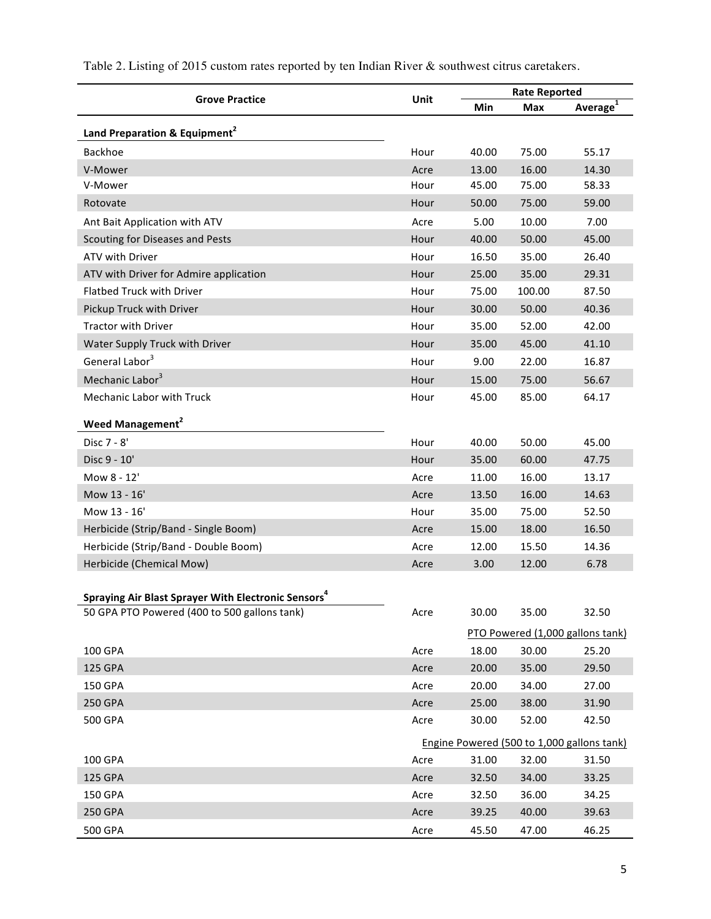Table 2. Listing of 2015 custom rates reported by ten Indian River & southwest citrus caretakers.

| Grove Practice | Unit | Rate Reported | | |
|---|---|---|---|---|
| | | Min | Max | Average[1] |
| **Land Preparation & Equipment[2]** | | | | |
| Backhoe | Hour | 40.00 | 75.00 | 55.17 |
| V-Mower | Acre | 13.00 | 16.00 | 14.30 |
| V-Mower | Hour | 45.00 | 75.00 | 58.33 |
| Rotovate | Hour | 50.00 | 75.00 | 59.00 |
| Ant Bait Application with ATV | Acre | 5.00 | 10.00 | 7.00 |
| Scouting for Diseases and Pests | Hour | 40.00 | 50.00 | 45.00 |
| ATV with Driver | Hour | 16.50 | 35.00 | 26.40 |
| ATV with Driver for Admire application | Hour | 25.00 | 35.00 | 29.31 |
| Flatbed Truck with Driver | Hour | 75.00 | 100.00 | 87.50 |
| Pickup Truck with Driver | Hour | 30.00 | 50.00 | 40.36 |
| Tractor with Driver | Hour | 35.00 | 52.00 | 42.00 |
| Water Supply Truck with Driver | Hour | 35.00 | 45.00 | 41.10 |
| General Labor[3] | Hour | 9.00 | 22.00 | 16.87 |
| Mechanic Labor[3] | Hour | 15.00 | 75.00 | 56.67 |
| Mechanic Labor with Truck | Hour | 45.00 | 85.00 | 64.17 |
| **Weed Management[2]** | | | | |
| Disc 7 - 8' | Hour | 40.00 | 50.00 | 45.00 |
| Disc 9 - 10' | Hour | 35.00 | 60.00 | 47.75 |
| Mow 8 - 12' | Acre | 11.00 | 16.00 | 13.17 |
| Mow 13 - 16' | Acre | 13.50 | 16.00 | 14.63 |
| Mow 13 - 16' | Hour | 35.00 | 75.00 | 52.50 |
| Herbicide (Strip/Band - Single Boom) | Acre | 15.00 | 18.00 | 16.50 |
| Herbicide (Strip/Band - Double Boom) | Acre | 12.00 | 15.50 | 14.36 |
| Herbicide (Chemical Mow) | Acre | 3.00 | 12.00 | 6.78 |
| **Spraying Air Blast Sprayer With Electronic Sensors[4]** | | | | |
| 50 GPA PTO Powered (400 to 500 gallons tank) | Acre | 30.00 | 35.00 | 32.50 |
| | | PTO Powered (1,000 gallons tank) | | |
| 100 GPA | Acre | 18.00 | 30.00 | 25.20 |
| 125 GPA | Acre | 20.00 | 35.00 | 29.50 |
| 150 GPA | Acre | 20.00 | 34.00 | 27.00 |
| 250 GPA | Acre | 25.00 | 38.00 | 31.90 |
| 500 GPA | Acre | 30.00 | 52.00 | 42.50 |
| | | Engine Powered (500 to 1,000 gallons tank) | | |
| 100 GPA | Acre | 31.00 | 32.00 | 31.50 |
| 125 GPA | Acre | 32.50 | 34.00 | 33.25 |
| 150 GPA | Acre | 32.50 | 36.00 | 34.25 |
| 250 GPA | Acre | 39.25 | 40.00 | 39.63 |
| 500 GPA | Acre | 45.50 | 47.00 | 46.25 |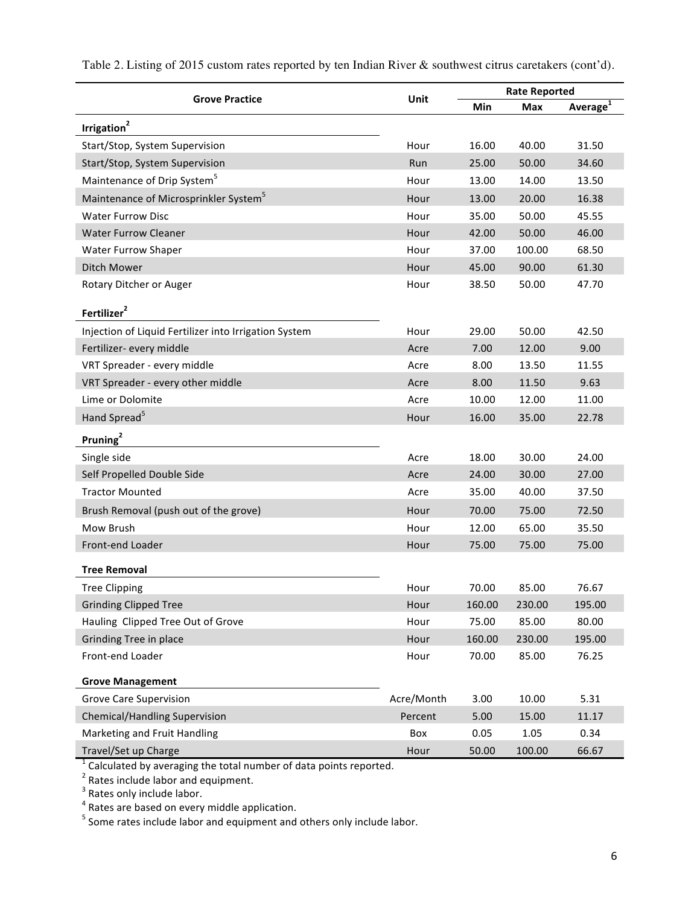Table 2. Listing of 2015 custom rates reported by ten Indian River & southwest citrus caretakers (cont'd).

| Grove Practice | Unit | Rate Reported | | |
|---|---|---|---|---|
| | | Min | Max | Average[1] |
| **Irrigation[2]** | | | | |
| Start/Stop, System Supervision | Hour | 16.00 | 40.00 | 31.50 |
| Start/Stop, System Supervision | Run | 25.00 | 50.00 | 34.60 |
| Maintenance of Drip System[5] | Hour | 13.00 | 14.00 | 13.50 |
| Maintenance of Microsprinkler System[5] | Hour | 13.00 | 20.00 | 16.38 |
| Water Furrow Disc | Hour | 35.00 | 50.00 | 45.55 |
| Water Furrow Cleaner | Hour | 42.00 | 50.00 | 46.00 |
| Water Furrow Shaper | Hour | 37.00 | 100.00 | 68.50 |
| Ditch Mower | Hour | 45.00 | 90.00 | 61.30 |
| Rotary Ditcher or Auger | Hour | 38.50 | 50.00 | 47.70 |
| **Fertilizer[2]** | | | | |
| Injection of Liquid Fertilizer into Irrigation System | Hour | 29.00 | 50.00 | 42.50 |
| Fertilizer- every middle | Acre | 7.00 | 12.00 | 9.00 |
| VRT Spreader - every middle | Acre | 8.00 | 13.50 | 11.55 |
| VRT Spreader - every other middle | Acre | 8.00 | 11.50 | 9.63 |
| Lime or Dolomite | Acre | 10.00 | 12.00 | 11.00 |
| Hand Spread[5] | Hour | 16.00 | 35.00 | 22.78 |
| **Pruning[2]** | | | | |
| Single side | Acre | 18.00 | 30.00 | 24.00 |
| Self Propelled Double Side | Acre | 24.00 | 30.00 | 27.00 |
| Tractor Mounted | Acre | 35.00 | 40.00 | 37.50 |
| Brush Removal (push out of the grove) | Hour | 70.00 | 75.00 | 72.50 |
| Mow Brush | Hour | 12.00 | 65.00 | 35.50 |
| Front-end Loader | Hour | 75.00 | 75.00 | 75.00 |
| **Tree Removal** | | | | |
| Tree Clipping | Hour | 70.00 | 85.00 | 76.67 |
| Grinding Clipped Tree | Hour | 160.00 | 230.00 | 195.00 |
| Hauling Clipped Tree Out of Grove | Hour | 75.00 | 85.00 | 80.00 |
| Grinding Tree in place | Hour | 160.00 | 230.00 | 195.00 |
| Front-end Loader | Hour | 70.00 | 85.00 | 76.25 |
| **Grove Management** | | | | |
| Grove Care Supervision | Acre/Month | 3.00 | 10.00 | 5.31 |
| Chemical/Handling Supervision | Percent | 5.00 | 15.00 | 11.17 |
| Marketing and Fruit Handling | Box | 0.05 | 1.05 | 0.34 |
| Travel/Set up Charge | Hour | 50.00 | 100.00 | 66.67 |

[1] Calculated by averaging the total number of data points reported.
[2] Rates include labor and equipment.
[3] Rates only include labor.
[4] Rates are based on every middle application.
[5] Some rates include labor and equipment and others only include labor.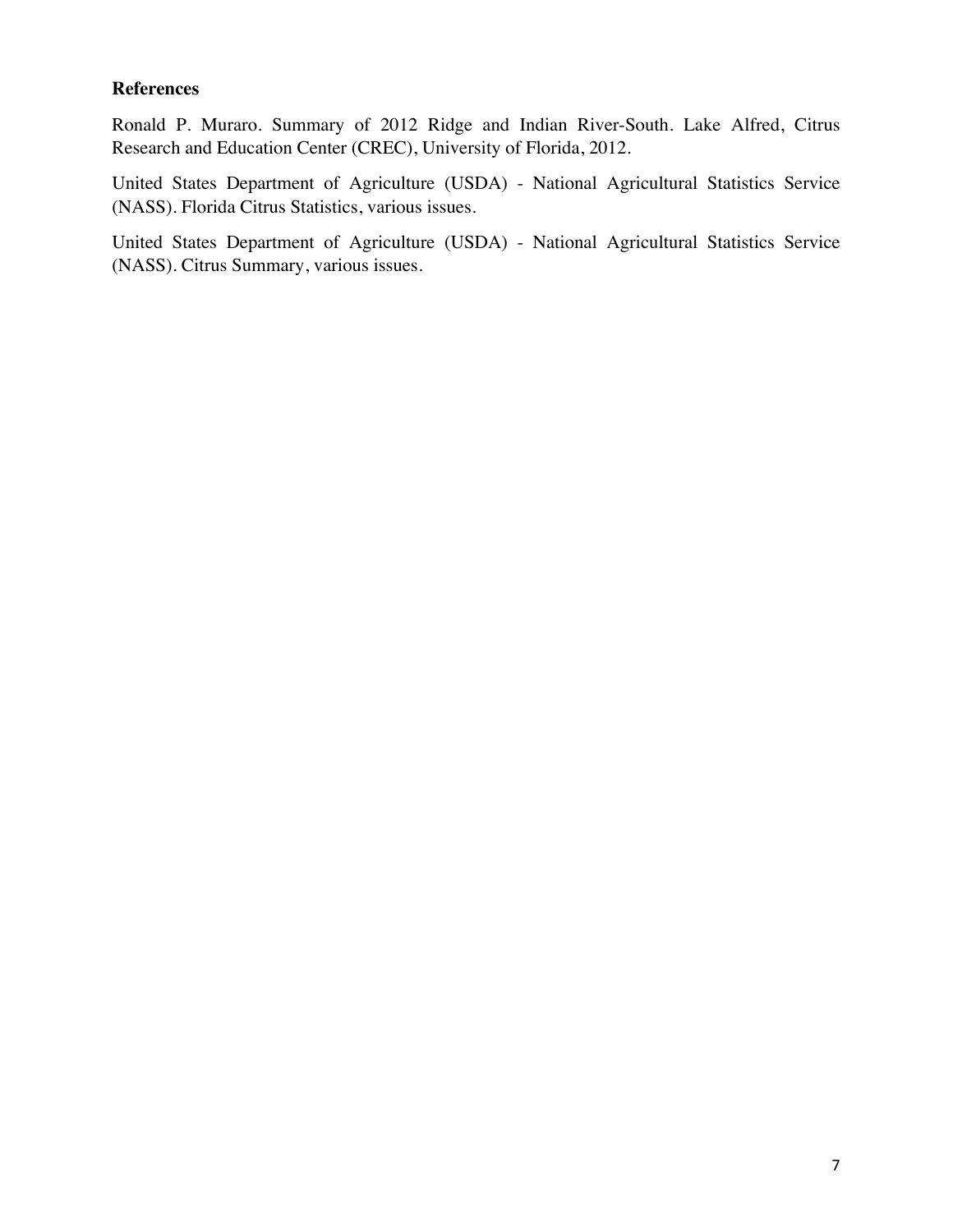**References**

Ronald P. Muraro. Summary of 2012 Ridge and Indian River-South. Lake Alfred, Citrus Research and Education Center (CREC), University of Florida, 2012.

United States Department of Agriculture (USDA) - National Agricultural Statistics Service (NASS). Florida Citrus Statistics, various issues.

United States Department of Agriculture (USDA) - National Agricultural Statistics Service (NASS). Citrus Summary, various issues.